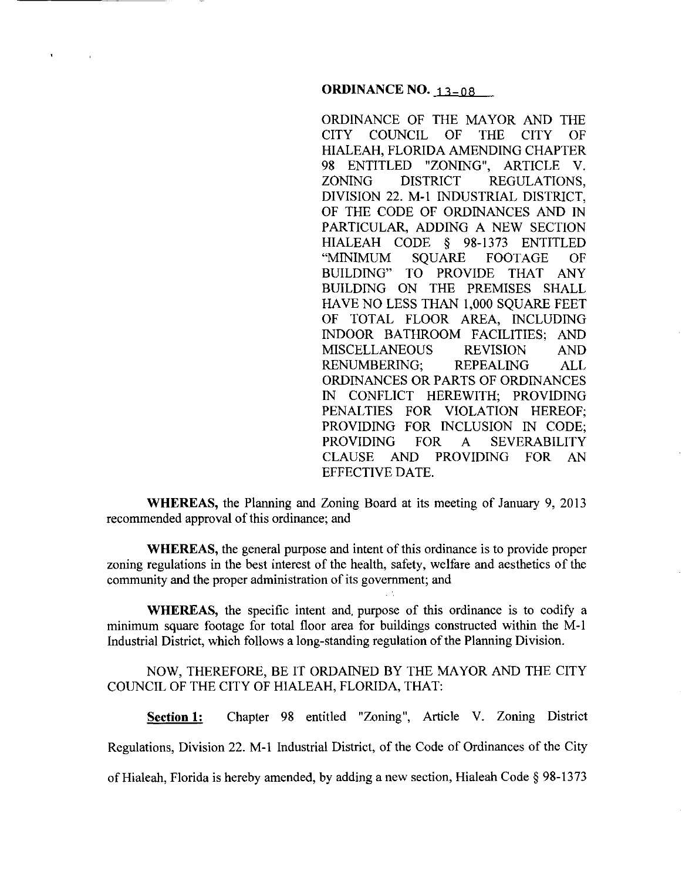**ORDINANCE NO. 13-08**

ORDINANCE OF THE MAYOR AND THE CITY COUNCIL OF THE CITY OF HIALEAH, FLORIDA AMENDING CHAPTER 98 ENTITLED "ZONING", ARTICLE V. ZONING DISTRICT REGULATIONS, DIVISION 22. M-1 INDUSTRIAL DISTRICT, OF THE CODE OF ORDINANCES AND IN PARTICULAR, ADDING A NEW SECTION HIALEAH CODE § 98-1373 ENTITLED "MINIMUM SQUARE FOOTAGE OF BUILDING" TO PROVIDE THAT ANY BUILDING ON THE PREMISES SHALL HAVE NO LESS THAN 1,000 SQUARE FEET OF TOTAL FLOOR AREA, INCLUDING INDOOR BATHROOM FACILITIES; AND MISCELLANEOUS REVISION AND RENUMBERING; REPEALING ALL ORDINANCES OR PARTS OF ORDINANCES IN CONFLICT HEREWITH; PROVIDING PENALTIES FOR VIOLATION HEREOF; PROVIDING FOR INCLUSION IN CODE; PROVIDING FOR A SEVERABILITY CLAUSE AND PROVIDING FOR AN EFFECTIVE DATE.

**WHEREAS,** the Planning and Zoning Board at its meeting of January 9, 2013 recommended approval of this ordinance; and

**WHEREAS,** the general purpose and intent of this ordinance is to provide proper zoning regulations in the best interest of the health, safety, welfare and aesthetics of the community and the proper administration of its government; and

**WHEREAS,** the specific intent and purpose of this ordinance is to codify a minimum square footage for total floor area for buildings constructed within the M-1 Industrial District, which follows a long-standing regulation of the Planning Division.

NOW, THEREFORE, BE IT ORDAINED BY THE MAYOR AND THE CITY COUNCIL OF THE CITY OF HIALEAH, FLORIDA, THAT:

**Section 1:** Chapter 98 entitled "Zoning", Article V. Zoning District Regulations, Division 22. M-1 Industrial District, of the Code of Ordinances of the City of Hialeah, Florida is hereby amended, by adding a new section, Hialeah Code § 98-1373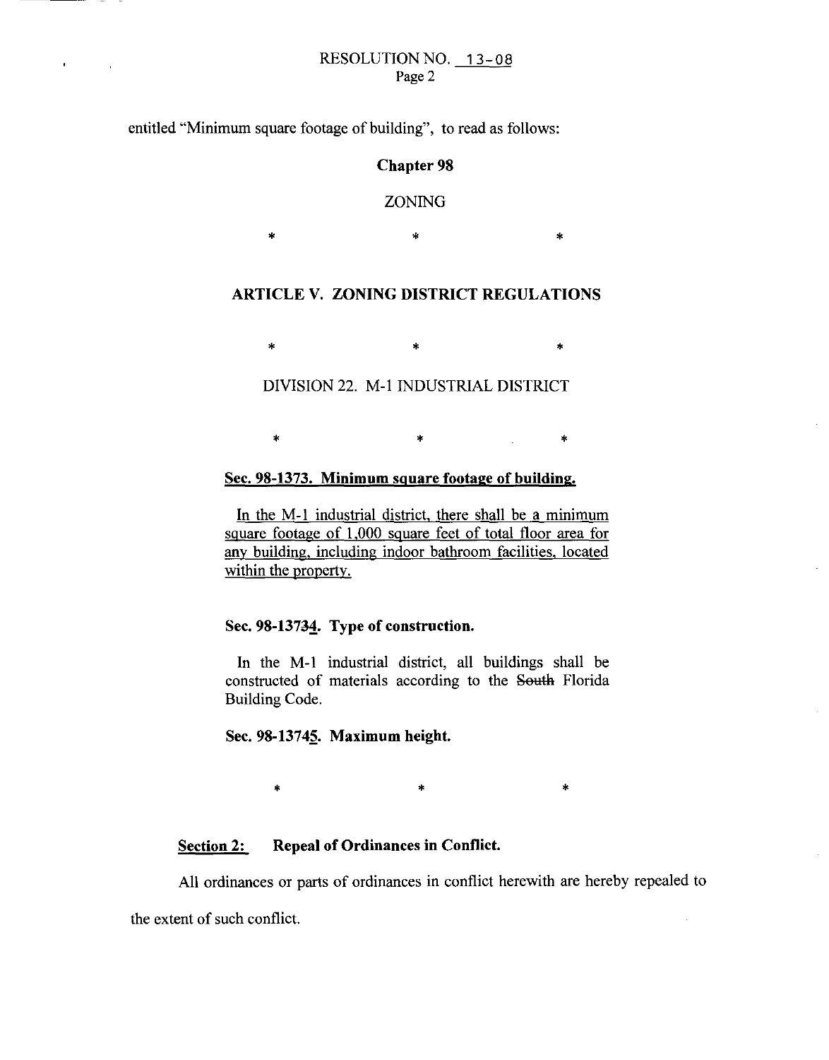entitled "Minimum square footage of building", to read as follows:

**Chapter 98**

ZONING

\* \* \*

**ARTICLE V. ZONING DISTRICT REGULATIONS**

\* \* \*

DIVISION 22. M-1 INDUSTRIAL DISTRICT

\* \* \*

**<u>Sec. 98-1373. Minimum square footage of building.</u>**

<u>In the M-1 industrial district, there shall be a minimum square footage of 1,000 square feet of total floor area for any building, including indoor bathroom facilities, located within the property.</u>

**Sec. 98-1373<u>4</u>. Type of construction.**

In the M-1 industrial district, all buildings shall be constructed of materials according to the ~~South~~ Florida Building Code.

**Sec. 98-1374<u>5</u>. Maximum height.**

\* \* \*

**<u>Section 2:</u> Repeal of Ordinances in Conflict.**

All ordinances or parts of ordinances in conflict herewith are hereby repealed to the extent of such conflict.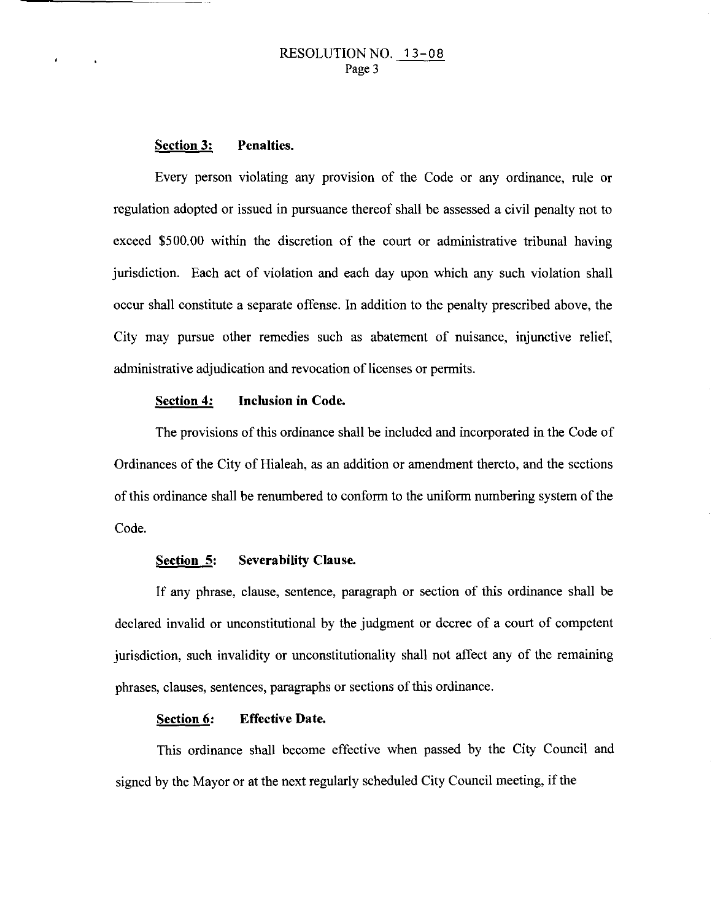**Section 3:** **Penalties.**

Every person violating any provision of the Code or any ordinance, rule or regulation adopted or issued in pursuance thereof shall be assessed a civil penalty not to exceed $500.00 within the discretion of the court or administrative tribunal having jurisdiction. Each act of violation and each day upon which any such violation shall occur shall constitute a separate offense. In addition to the penalty prescribed above, the City may pursue other remedies such as abatement of nuisance, injunctive relief, administrative adjudication and revocation of licenses or permits.

**Section 4:** **Inclusion in Code.**

The provisions of this ordinance shall be included and incorporated in the Code of Ordinances of the City of Hialeah, as an addition or amendment thereto, and the sections of this ordinance shall be renumbered to conform to the uniform numbering system of the Code.

**Section 5:** **Severability Clause.**

If any phrase, clause, sentence, paragraph or section of this ordinance shall be declared invalid or unconstitutional by the judgment or decree of a court of competent jurisdiction, such invalidity or unconstitutionality shall not affect any of the remaining phrases, clauses, sentences, paragraphs or sections of this ordinance.

**Section 6:** **Effective Date.**

This ordinance shall become effective when passed by the City Council and signed by the Mayor or at the next regularly scheduled City Council meeting, if the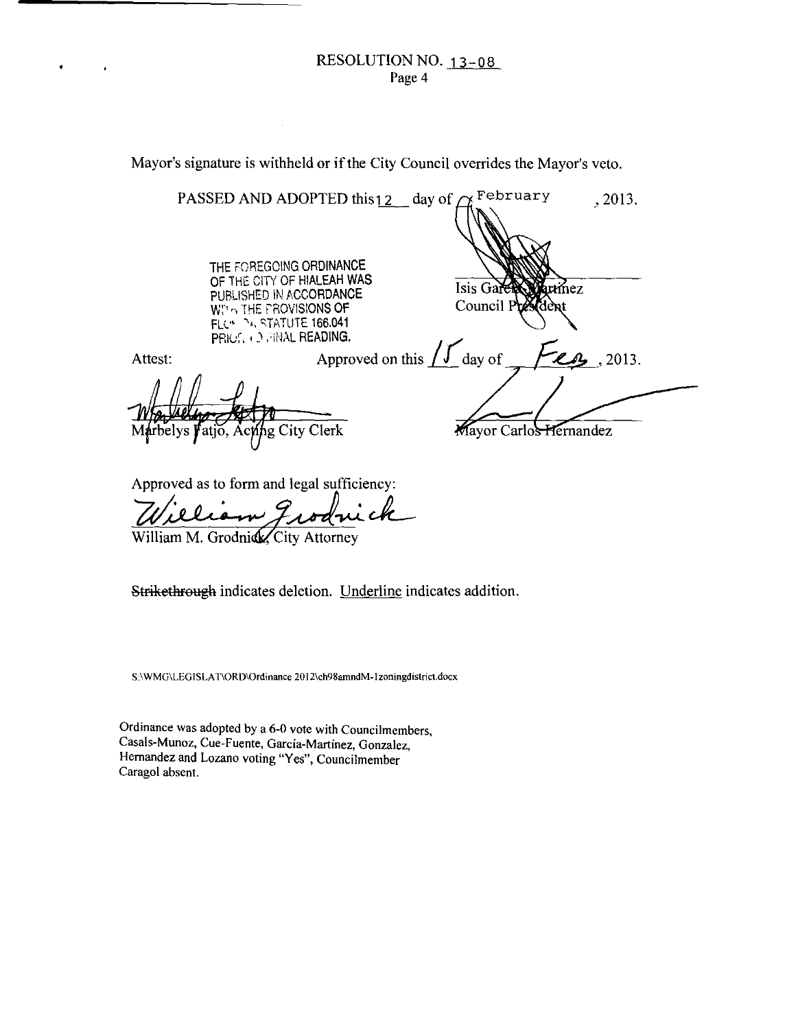RESOLUTION NO. 13-08

Page 4

Mayor's signature is withheld or if the City Council overrides the Mayor's veto.

PASSED AND ADOPTED this 12 day of February, 2013.

THE FOREGOING ORDINANCE OF THE CITY OF HIALEAH WAS PUBLISHED IN ACCORDANCE WITH THE PROVISIONS OF FLORIDA STATUTE 166.041 PRIOR TO FINAL READING.

Isis Garcia-Martinez
Council President

Attest:

Approved on this 15 day of Feb, 2013.

Marbelys Fatjo, Acting City Clerk

Mayor Carlos Hernandez

Approved as to form and legal sufficiency:

William M. Grodnick, City Attorney

~~Strikethrough~~ indicates deletion. Underline indicates addition.

S:\WMG\LEGISLAT\ORD\Ordinance 2012\ch98amndM-1zoningdistrict.docx

Ordinance was adopted by a 6-0 vote with Councilmembers, Casals-Munoz, Cue-Fuente, Garcia-Martinez, Gonzalez, Hernandez and Lozano voting "Yes", Councilmember Caragol absent.